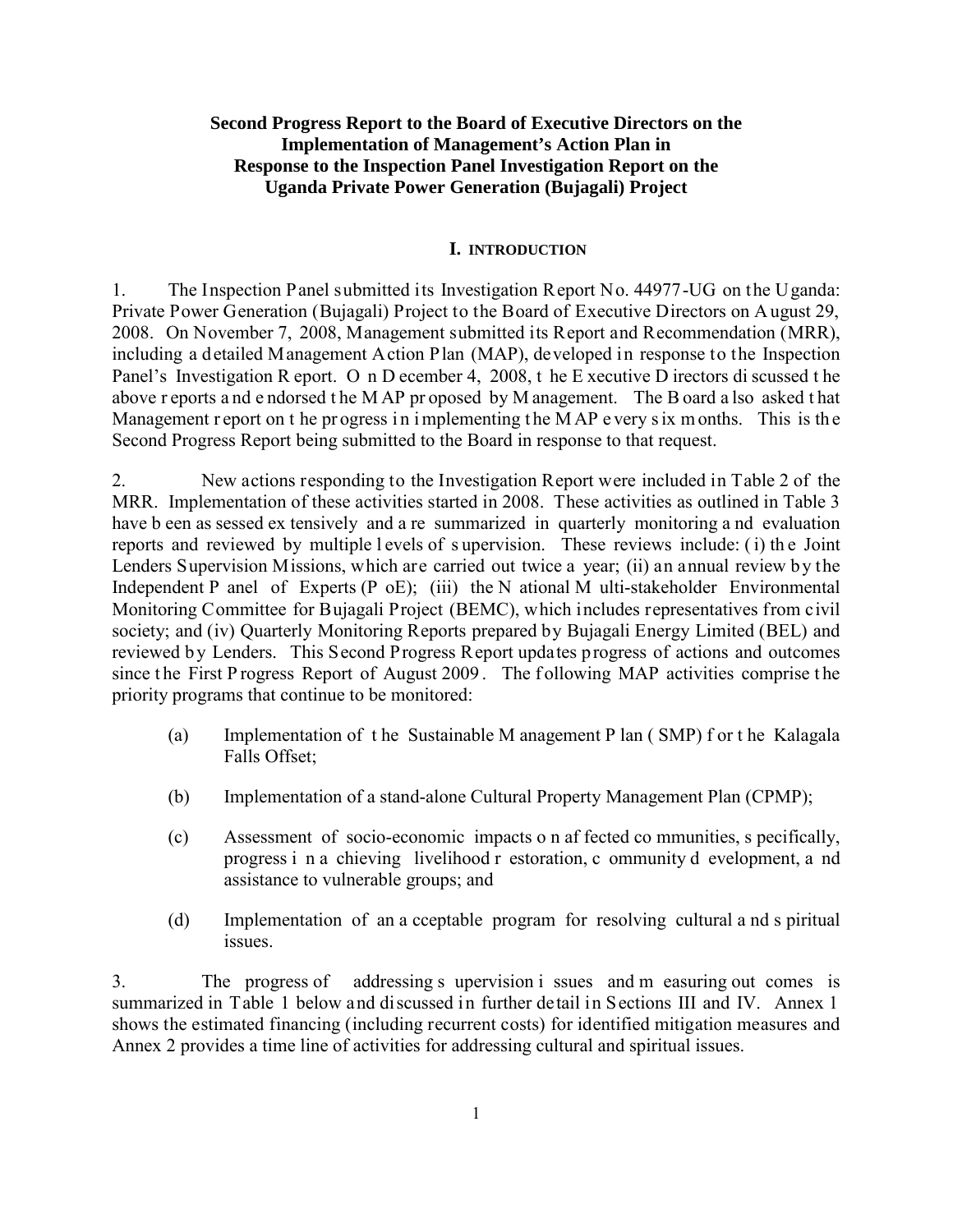**Second Progress Report to the Board of Executive Directors on the Implementation of Management's Action Plan in Response to the Inspection Panel Investigation Report on the Uganda Private Power Generation (Bujagali) Project**

# I. INTRODUCTION

1. The Inspection Panel submitted its Investigation Report No. 44977-UG on the Uganda: Private Power Generation (Bujagali) Project to the Board of Executive Directors on August 29, 2008. On November 7, 2008, Management submitted its Report and Recommendation (MRR), including a detailed Management Action Plan (MAP), developed in response to the Inspection Panel's Investigation Report. On December 4, 2008, the Executive Directors discussed the above reports and endorsed the MAP proposed by Management. The Board also asked that Management report on the progress in implementing the MAP every six months. This is the Second Progress Report being submitted to the Board in response to that request.

2. New actions responding to the Investigation Report were included in Table 2 of the MRR. Implementation of these activities started in 2008. These activities as outlined in Table 3 have been assessed extensively and are summarized in quarterly monitoring and evaluation reports and reviewed by multiple levels of supervision. These reviews include: (i) the Joint Lenders Supervision Missions, which are carried out twice a year; (ii) an annual review by the Independent Panel of Experts (PoE); (iii) the National Multi-stakeholder Environmental Monitoring Committee for Bujagali Project (BEMC), which includes representatives from civil society; and (iv) Quarterly Monitoring Reports prepared by Bujagali Energy Limited (BEL) and reviewed by Lenders. This Second Progress Report updates progress of actions and outcomes since the First Progress Report of August 2009. The following MAP activities comprise the priority programs that continue to be monitored:

   (a) Implementation of the Sustainable Management Plan (SMP) for the Kalagala Falls Offset;

   (b) Implementation of a stand-alone Cultural Property Management Plan (CPMP);

   (c) Assessment of socio-economic impacts on affected communities, specifically, progress in achieving livelihood restoration, community development, and assistance to vulnerable groups; and

   (d) Implementation of an acceptable program for resolving cultural and spiritual issues.

3. The progress of addressing supervision issues and measuring outcomes is summarized in Table 1 below and discussed in further detail in Sections III and IV. Annex 1 shows the estimated financing (including recurrent costs) for identified mitigation measures and Annex 2 provides a time line of activities for addressing cultural and spiritual issues.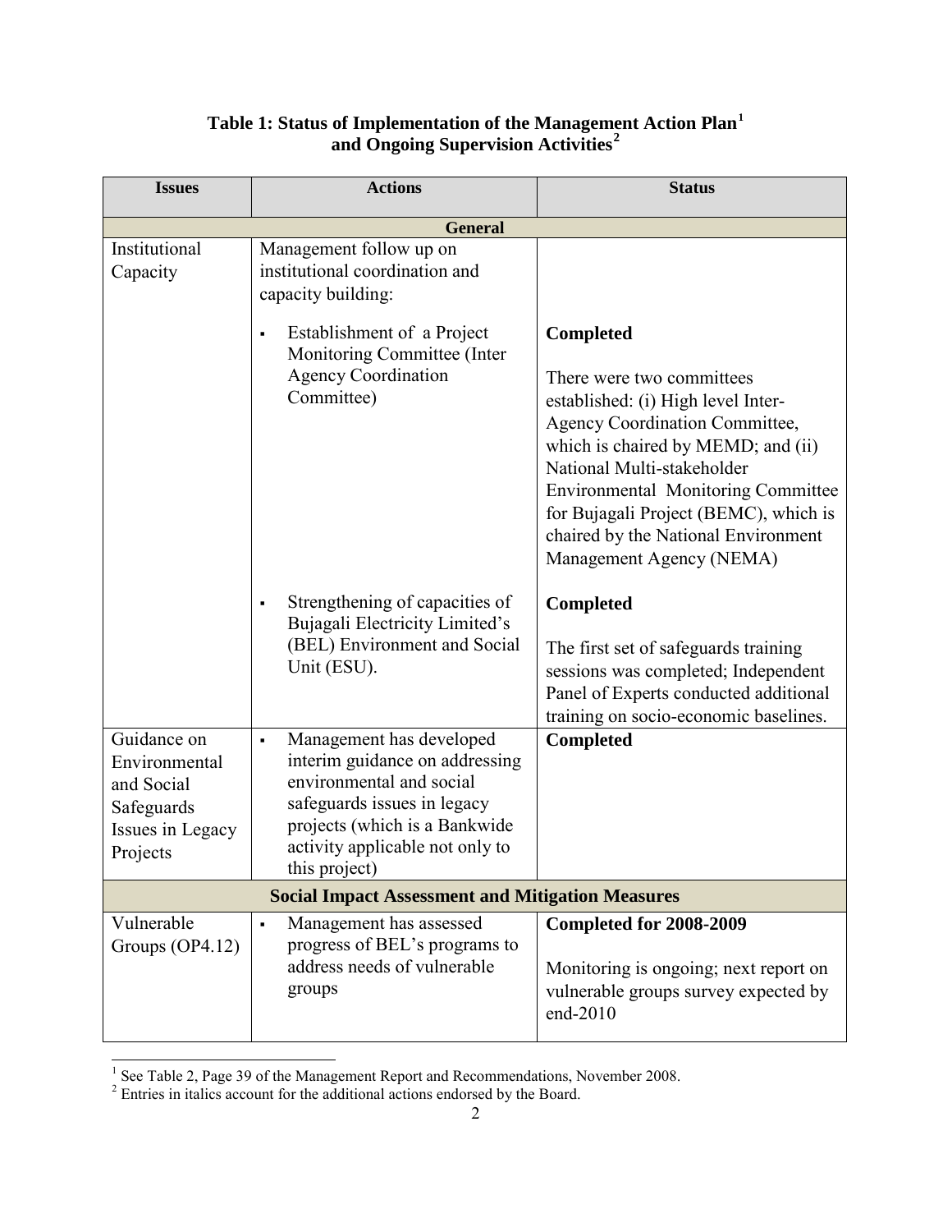**Table 1: Status of Implementation of the Management Action Plan[1] and Ongoing Supervision Activities[2]**

| Issues | Actions | Status |
|---|---|---|
| **General** | | |
| Institutional Capacity | Management follow up on institutional coordination and capacity building: | |
| | ▪ Establishment of a Project Monitoring Committee (Inter Agency Coordination Committee) | **Completed**<br><br>There were two committees established: (i) High level Inter-Agency Coordination Committee, which is chaired by MEMD; and (ii) National Multi-stakeholder Environmental Monitoring Committee for Bujagali Project (BEMC), which is chaired by the National Environment Management Agency (NEMA) |
| | ▪ Strengthening of capacities of Bujagali Electricity Limited's (BEL) Environment and Social Unit (ESU). | **Completed**<br><br>The first set of safeguards training sessions was completed; Independent Panel of Experts conducted additional training on socio-economic baselines. |
| Guidance on Environmental and Social Safeguards Issues in Legacy Projects | ▪ Management has developed interim guidance on addressing environmental and social safeguards issues in legacy projects (which is a Bankwide activity applicable not only to this project) | **Completed** |
| **Social Impact Assessment and Mitigation Measures** | | |
| Vulnerable Groups (OP4.12) | ▪ Management has assessed progress of BEL's programs to address needs of vulnerable groups | **Completed for 2008-2009**<br><br>Monitoring is ongoing; next report on vulnerable groups survey expected by end-2010 |

[1] See Table 2, Page 39 of the Management Report and Recommendations, November 2008.

[2] Entries in italics account for the additional actions endorsed by the Board.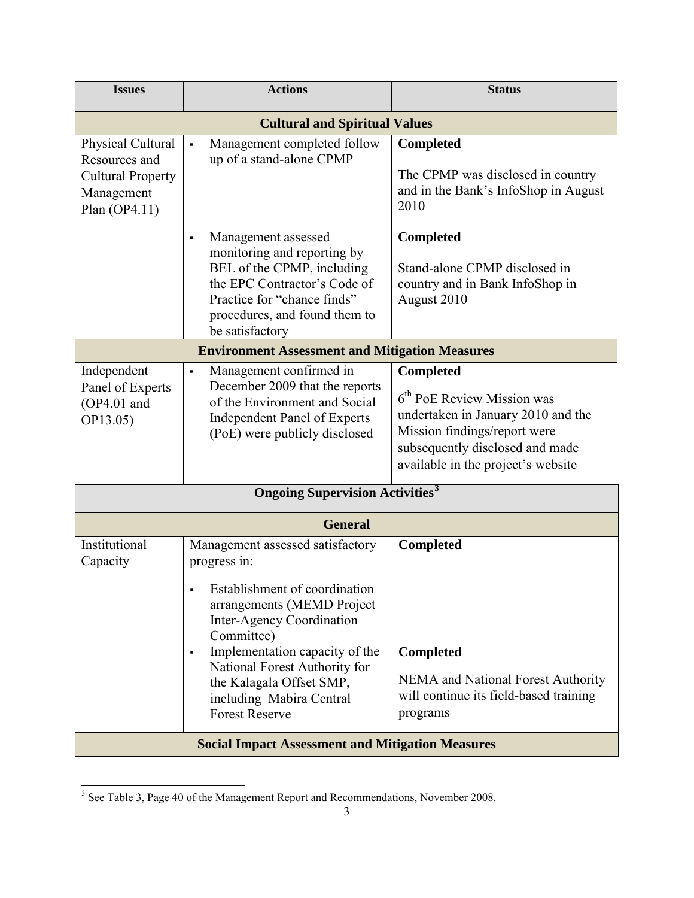| Issues | Actions | Status |
|---|---|---|
| **Cultural and Spiritual Values** | | |
| Physical Cultural Resources and Cultural Property Management Plan (OP4.11) | ▪ Management completed follow up of a stand-alone CPMP | **Completed**<br><br>The CPMP was disclosed in country and in the Bank's InfoShop in August 2010 |
| | ▪ Management assessed monitoring and reporting by BEL of the CPMP, including the EPC Contractor's Code of Practice for "chance finds" procedures, and found them to be satisfactory | **Completed**<br><br>Stand-alone CPMP disclosed in country and in Bank InfoShop in August 2010 |
| **Environment Assessment and Mitigation Measures** | | |
| Independent Panel of Experts (OP4.01 and OP13.05) | ▪ Management confirmed in December 2009 that the reports of the Environment and Social Independent Panel of Experts (PoE) were publicly disclosed | **Completed**<br><br>6th PoE Review Mission was undertaken in January 2010 and the Mission findings/report were subsequently disclosed and made available in the project's website |
| **Ongoing Supervision Activities**[3] | | |
| **General** | | |
| Institutional Capacity | Management assessed satisfactory progress in:<br><br>▪ Establishment of coordination arrangements (MEMD Project Inter-Agency Coordination Committee) | **Completed** |
| | ▪ Implementation capacity of the National Forest Authority for the Kalagala Offset SMP, including Mabira Central Forest Reserve | **Completed**<br><br>NEMA and National Forest Authority will continue its field-based training programs |
| **Social Impact Assessment and Mitigation Measures** | | |

[3] See Table 3, Page 40 of the Management Report and Recommendations, November 2008.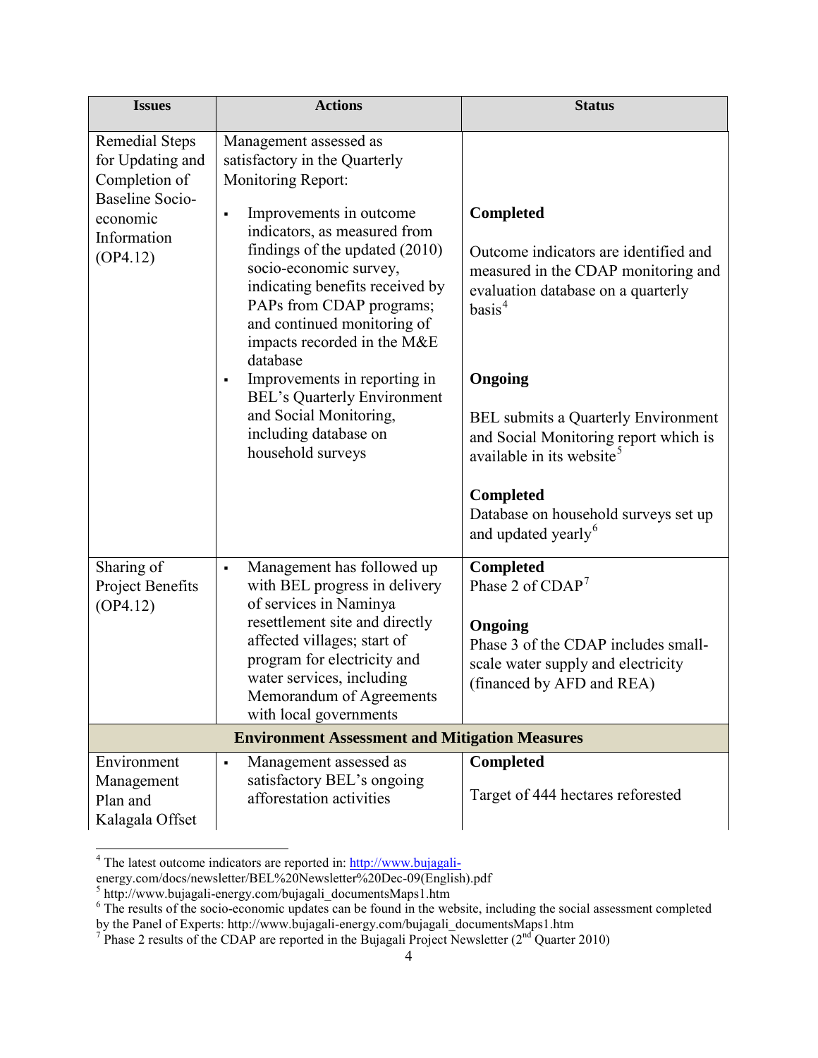| Issues | Actions | Status |
|---|---|---|
| Remedial Steps for Updating and Completion of Baseline Socio-economic Information (OP4.12) | Management assessed as satisfactory in the Quarterly Monitoring Report:<br>▪ Improvements in outcome indicators, as measured from findings of the updated (2010) socio-economic survey, indicating benefits received by PAPs from CDAP programs; and continued monitoring of impacts recorded in the M&E database<br>▪ Improvements in reporting in BEL's Quarterly Environment and Social Monitoring, including database on household surveys | **Completed**<br>Outcome indicators are identified and measured in the CDAP monitoring and evaluation database on a quarterly basis[4]<br>**Ongoing**<br>BEL submits a Quarterly Environment and Social Monitoring report which is available in its website[5]<br>**Completed**<br>Database on household surveys set up and updated yearly[6] |
| Sharing of Project Benefits (OP4.12) | ▪ Management has followed up with BEL progress in delivery of services in Naminya resettlement site and directly affected villages; start of program for electricity and water services, including Memorandum of Agreements with local governments | **Completed**<br>Phase 2 of CDAP[7]<br>**Ongoing**<br>Phase 3 of the CDAP includes small-scale water supply and electricity (financed by AFD and REA) |
| **Environment Assessment and Mitigation Measures** | | |
| Environment Management Plan and Kalagala Offset | ▪ Management assessed as satisfactory BEL's ongoing afforestation activities | **Completed**<br>Target of 444 hectares reforested |

[4] The latest outcome indicators are reported in: http://www.bujagali-energy.com/docs/newsletter/BEL%20Newsletter%20Dec-09(English).pdf

[5] http://www.bujagali-energy.com/bujagali_documentsMaps1.htm

[6] The results of the socio-economic updates can be found in the website, including the social assessment completed by the Panel of Experts: http://www.bujagali-energy.com/bujagali_documentsMaps1.htm

[7] Phase 2 results of the CDAP are reported in the Bujagali Project Newsletter (2nd Quarter 2010)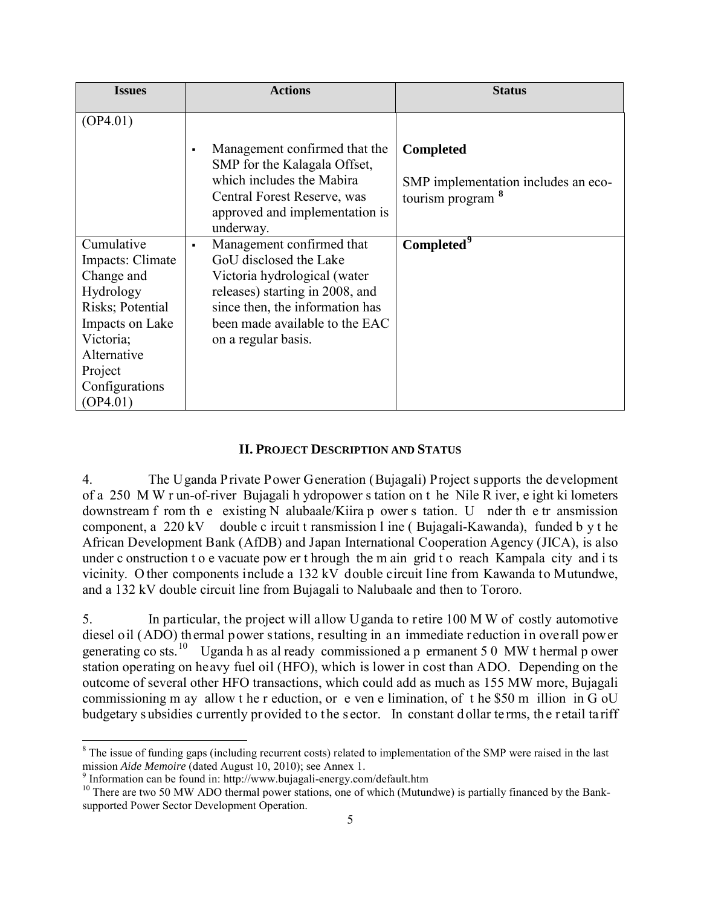| Issues | Actions | Status |
|---|---|---|
| (OP4.01) | ▪ Management confirmed that the SMP for the Kalagala Offset, which includes the Mabira Central Forest Reserve, was approved and implementation is underway. | **Completed**<br><br>SMP implementation includes an eco-tourism program [8] |
| Cumulative Impacts: Climate Change and Hydrology Risks; Potential Impacts on Lake Victoria; Alternative Project Configurations (OP4.01) | ▪ Management confirmed that GoU disclosed the Lake Victoria hydrological (water releases) starting in 2008, and since then, the information has been made available to the EAC on a regular basis. | **Completed**[9] |

## II. PROJECT DESCRIPTION AND STATUS

4. The Uganda Private Power Generation (Bujagali) Project supports the development of a 250 MW run-of-river Bujagali hydropower station on the Nile River, eight kilometers downstream from the existing Nalubaale/Kiira power station. Under the transmission component, a 220 kV double circuit transmission line (Bujagali-Kawanda), funded by the African Development Bank (AfDB) and Japan International Cooperation Agency (JICA), is also under construction to evacuate power through the main grid to reach Kampala city and its vicinity. Other components include a 132 kV double circuit line from Kawanda to Mutundwe, and a 132 kV double circuit line from Bujagali to Nalubaale and then to Tororo.

5. In particular, the project will allow Uganda to retire 100 MW of costly automotive diesel oil (ADO) thermal power stations, resulting in an immediate reduction in overall power generating costs.[10] Uganda has already commissioned a permanent 50 MW thermal power station operating on heavy fuel oil (HFO), which is lower in cost than ADO. Depending on the outcome of several other HFO transactions, which could add as much as 155 MW more, Bujagali commissioning may allow the reduction, or even elimination, of the $50 million in GoU budgetary subsidies currently provided to the sector. In constant dollar terms, the retail tariff

[8] The issue of funding gaps (including recurrent costs) related to implementation of the SMP were raised in the last mission *Aide Memoire* (dated August 10, 2010); see Annex 1.

[9] Information can be found in: http://www.bujagali-energy.com/default.htm

[10] There are two 50 MW ADO thermal power stations, one of which (Mutundwe) is partially financed by the Bank-supported Power Sector Development Operation.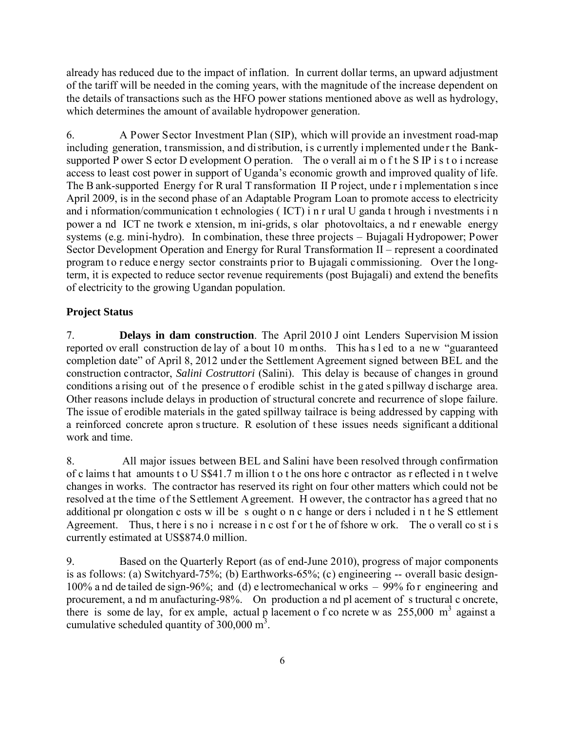already has reduced due to the impact of inflation. In current dollar terms, an upward adjustment of the tariff will be needed in the coming years, with the magnitude of the increase dependent on the details of transactions such as the HFO power stations mentioned above as well as hydrology, which determines the amount of available hydropower generation.

6. A Power Sector Investment Plan (SIP), which will provide an investment road-map including generation, transmission, and distribution, is currently implemented under the Bank-supported Power Sector Development Operation. The overall aim of the SIP is to increase access to least cost power in support of Uganda's economic growth and improved quality of life. The Bank-supported Energy for Rural Transformation II Project, under implementation since April 2009, is in the second phase of an Adaptable Program Loan to promote access to electricity and information/communication technologies (ICT) in rural Uganda through investments in power and ICT network extension, mini-grids, solar photovoltaics, and renewable energy systems (e.g. mini-hydro). In combination, these three projects – Bujagali Hydropower; Power Sector Development Operation and Energy for Rural Transformation II – represent a coordinated program to reduce energy sector constraints prior to Bujagali commissioning. Over the long-term, it is expected to reduce sector revenue requirements (post Bujagali) and extend the benefits of electricity to the growing Ugandan population.

## Project Status

7. **Delays in dam construction**. The April 2010 Joint Lenders Supervision Mission reported overall construction delay of about 10 months. This has led to a new "guaranteed completion date" of April 8, 2012 under the Settlement Agreement signed between BEL and the construction contractor, *Salini Costruttori* (Salini). This delay is because of changes in ground conditions arising out of the presence of erodible schist in the gated spillway discharge area. Other reasons include delays in production of structural concrete and recurrence of slope failure. The issue of erodible materials in the gated spillway tailrace is being addressed by capping with a reinforced concrete apron structure. Resolution of these issues needs significant additional work and time.

8. All major issues between BEL and Salini have been resolved through confirmation of claims that amounts to US$41.7 million to the onshore contractor as reflected in twelve changes in works. The contractor has reserved its right on four other matters which could not be resolved at the time of the Settlement Agreement. However, the contractor has agreed that no additional prolongation costs will be sought on change orders included in the Settlement Agreement. Thus, there is no increase in cost for the offshore work. The overall cost is currently estimated at US$874.0 million.

9. Based on the Quarterly Report (as of end-June 2010), progress of major components is as follows: (a) Switchyard-75%; (b) Earthworks-65%; (c) engineering -- overall basic design-100% and detailed design-96%; and (d) electromechanical works – 99% for engineering and procurement, and manufacturing-98%. On production and placement of structural concrete, there is some delay, for example, actual placement of concrete was 255,000 $m^3$ against a cumulative scheduled quantity of 300,000 $m^3$.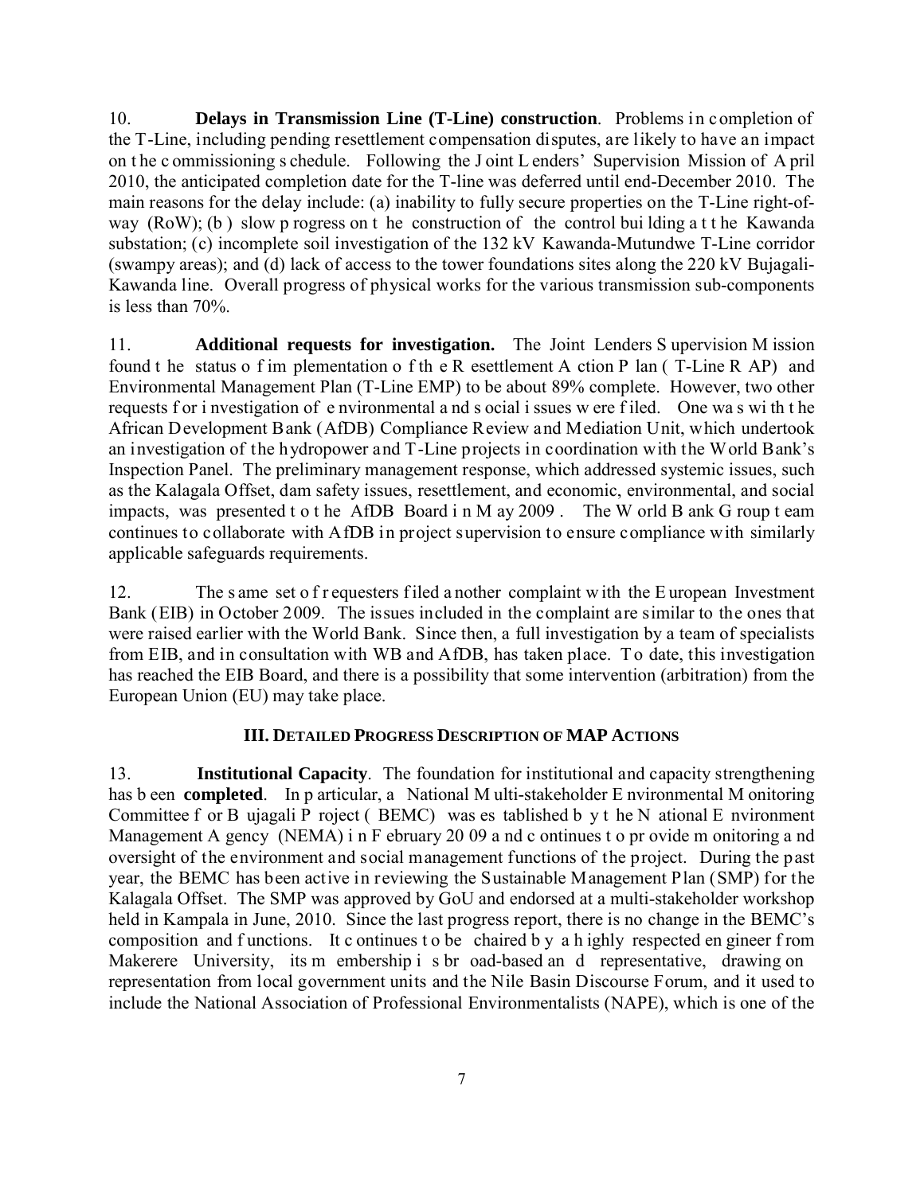10. **Delays in Transmission Line (T-Line) construction**. Problems in completion of the T-Line, including pending resettlement compensation disputes, are likely to have an impact on the commissioning schedule. Following the Joint Lenders' Supervision Mission of April 2010, the anticipated completion date for the T-line was deferred until end-December 2010. The main reasons for the delay include: (a) inability to fully secure properties on the T-Line right-of-way (RoW); (b) slow progress on the construction of the control building at the Kawanda substation; (c) incomplete soil investigation of the 132 kV Kawanda-Mutundwe T-Line corridor (swampy areas); and (d) lack of access to the tower foundations sites along the 220 kV Bujagali-Kawanda line. Overall progress of physical works for the various transmission sub-components is less than 70%.

11. **Additional requests for investigation.** The Joint Lenders Supervision Mission found the status of implementation of the Resettlement Action Plan (T-Line RAP) and Environmental Management Plan (T-Line EMP) to be about 89% complete. However, two other requests for investigation of environmental and social issues were filed. One was with the African Development Bank (AfDB) Compliance Review and Mediation Unit, which undertook an investigation of the hydropower and T-Line projects in coordination with the World Bank's Inspection Panel. The preliminary management response, which addressed systemic issues, such as the Kalagala Offset, dam safety issues, resettlement, and economic, environmental, and social impacts, was presented to the AfDB Board in May 2009. The World Bank Group team continues to collaborate with AfDB in project supervision to ensure compliance with similarly applicable safeguards requirements.

12. The same set of requesters filed another complaint with the European Investment Bank (EIB) in October 2009. The issues included in the complaint are similar to the ones that were raised earlier with the World Bank. Since then, a full investigation by a team of specialists from EIB, and in consultation with WB and AfDB, has taken place. To date, this investigation has reached the EIB Board, and there is a possibility that some intervention (arbitration) from the European Union (EU) may take place.

## III. Detailed Progress Description of MAP Actions

13. **Institutional Capacity**. The foundation for institutional and capacity strengthening has been **completed**. In particular, a National Multi-stakeholder Environmental Monitoring Committee for Bujagali Project (BEMC) was established by the National Environment Management Agency (NEMA) in February 2009 and continues to provide monitoring and oversight of the environment and social management functions of the project. During the past year, the BEMC has been active in reviewing the Sustainable Management Plan (SMP) for the Kalagala Offset. The SMP was approved by GoU and endorsed at a multi-stakeholder workshop held in Kampala in June, 2010. Since the last progress report, there is no change in the BEMC's composition and functions. It continues to be chaired by a highly respected engineer from Makerere University, its membership is broad-based and representative, drawing on representation from local government units and the Nile Basin Discourse Forum, and it used to include the National Association of Professional Environmentalists (NAPE), which is one of the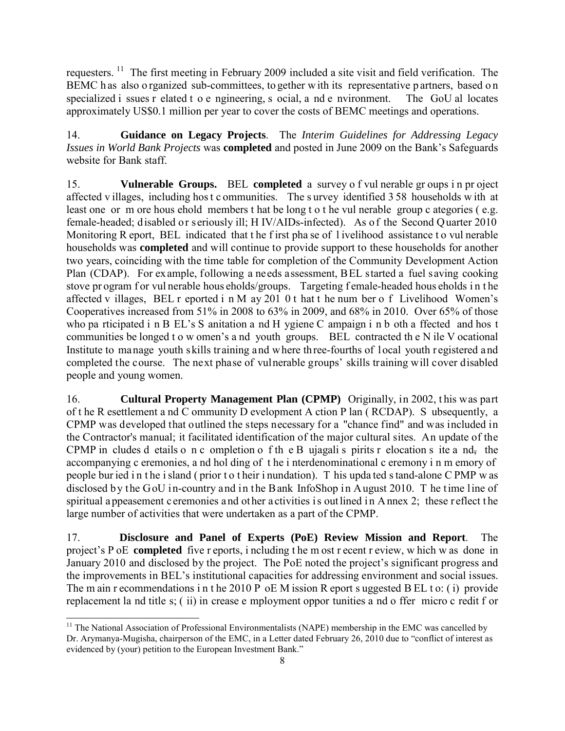requesters.[11] The first meeting in February 2009 included a site visit and field verification. The BEMC has also organized sub-committees, together with its representative partners, based on specialized issues related to engineering, social, and environment. The GoU allocates approximately US$0.1 million per year to cover the costs of BEMC meetings and operations.

14. **Guidance on Legacy Projects**. The *Interim Guidelines for Addressing Legacy Issues in World Bank Projects* was **completed** and posted in June 2009 on the Bank's Safeguards website for Bank staff.

15. **Vulnerable Groups.** BEL **completed** a survey of vulnerable groups in project affected villages, including host communities. The survey identified 358 households with at least one or more household members that belong to the vulnerable group categories (e.g. female-headed; disabled or seriously ill; HIV/AIDs-infected). As of the Second Quarter 2010 Monitoring Report, BEL indicated that the first phase of livelihood assistance to vulnerable households was **completed** and will continue to provide support to these households for another two years, coinciding with the time table for completion of the Community Development Action Plan (CDAP). For example, following a needs assessment, BEL started a fuel saving cooking stove program for vulnerable households/groups. Targeting female-headed households in the affected villages, BEL reported in May 2010 that the number of Livelihood Women's Cooperatives increased from 51% in 2008 to 63% in 2009, and 68% in 2010. Over 65% of those who participated in BEL's Sanitation and Hygiene Campaign in both affected and host communities belonged to women's and youth groups. BEL contracted the Nile Vocational Institute to manage youth skills training and where three-fourths of local youth registered and completed the course. The next phase of vulnerable groups' skills training will cover disabled people and young women.

16. **Cultural Property Management Plan (CPMP)** Originally, in 2002, this was part of the Resettlement and Community Development Action Plan (RCDAP). Subsequently, a CPMP was developed that outlined the steps necessary for a "chance find" and was included in the Contractor's manual; it facilitated identification of the major cultural sites. An update of the CPMP includes details on completion of the Bujagali spirits relocation site and, the accompanying ceremonies, and holding of the interdenominational ceremony in memory of people buried in the island (prior to their inundation). This updated stand-alone CPMP was disclosed by the GoU in-country and in the Bank InfoShop in August 2010. The time line of spiritual appeasement ceremonies and other activities is outlined in Annex 2; these reflect the large number of activities that were undertaken as a part of the CPMP.

17. **Disclosure and Panel of Experts (PoE) Review Mission and Report**. The project's PoE **completed** five reports, including the most recent review, which was done in January 2010 and disclosed by the project. The PoE noted the project's significant progress and the improvements in BEL's institutional capacities for addressing environment and social issues. The main recommendations in the 2010 PoE Mission Report suggested BEL to: (i) provide replacement land titles; (ii) increase employment opportunities and offer micro credit for

[11] The National Association of Professional Environmentalists (NAPE) membership in the EMC was cancelled by Dr. Arymanya-Mugisha, chairperson of the EMC, in a Letter dated February 26, 2010 due to "conflict of interest as evidenced by (your) petition to the European Investment Bank."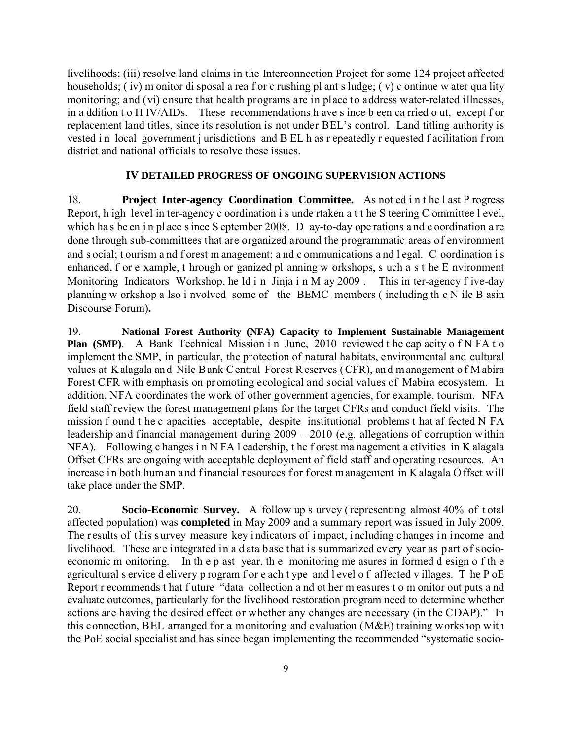livelihoods; (iii) resolve land claims in the Interconnection Project for some 124 project affected households; (iv) monitor disposal area for crushing plant sludge; (v) continue water quality monitoring; and (vi) ensure that health programs are in place to address water-related illnesses, in addition to HIV/AIDs. These recommendations have since been carried out, except for replacement land titles, since its resolution is not under BEL's control. Land titling authority is vested in local government jurisdictions and BEL has repeatedly requested facilitation from district and national officials to resolve these issues.

## IV DETAILED PROGRESS OF ONGOING SUPERVISION ACTIONS

18. **Project Inter-agency Coordination Committee.** As noted in the last Progress Report, high level inter-agency coordination is undertaken at the Steering Committee level, which has been in place since September 2008. Day-to-day operations and coordination are done through sub-committees that are organized around the programmatic areas of environment and social; tourism and forest management; and communications and legal. Coordination is enhanced, for example, through organized planning workshops, such as the Environment Monitoring Indicators Workshop, held in Jinja in May 2009. This inter-agency five-day planning workshop also involved some of the BEMC members (including the Nile Basin Discourse Forum)**.**

19. **National Forest Authority (NFA) Capacity to Implement Sustainable Management Plan (SMP)**. A Bank Technical Mission in June, 2010 reviewed the capacity of NFA to implement the SMP, in particular, the protection of natural habitats, environmental and cultural values at Kalagala and Nile Bank Central Forest Reserves (CFR), and management of Mabira Forest CFR with emphasis on promoting ecological and social values of Mabira ecosystem. In addition, NFA coordinates the work of other government agencies, for example, tourism. NFA field staff review the forest management plans for the target CFRs and conduct field visits. The mission found the capacities acceptable, despite institutional problems that affected NFA leadership and financial management during 2009 – 2010 (e.g. allegations of corruption within NFA). Following changes in NFA leadership, the forest management activities in Kalagala Offset CFRs are ongoing with acceptable deployment of field staff and operating resources. An increase in both human and financial resources for forest management in Kalagala Offset will take place under the SMP.

20. **Socio-Economic Survey.** A follow up survey (representing almost 40% of total affected population) was **completed** in May 2009 and a summary report was issued in July 2009. The results of this survey measure key indicators of impact, including changes in income and livelihood. These are integrated in a data base that is summarized every year as part of socio-economic monitoring. In the past year, the monitoring measures informed design of the agricultural service delivery program for each type and level of affected villages. The PoE Report recommends that future "data collection and other measures to monitor outputs and evaluate outcomes, particularly for the livelihood restoration program need to determine whether actions are having the desired effect or whether any changes are necessary (in the CDAP)." In this connection, BEL arranged for a monitoring and evaluation (M&E) training workshop with the PoE social specialist and has since began implementing the recommended "systematic socio-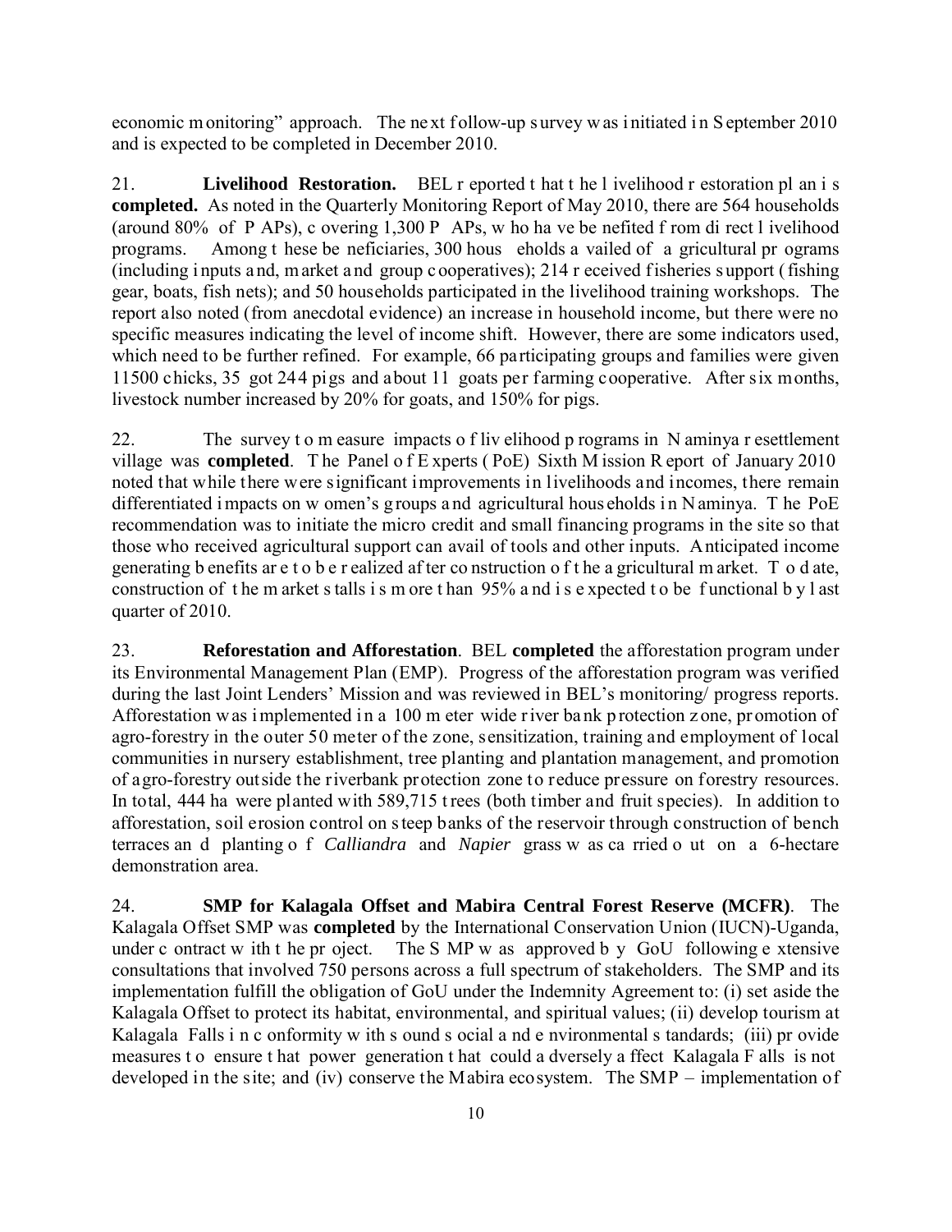economic monitoring" approach. The next follow-up survey was initiated in September 2010 and is expected to be completed in December 2010.

21. **Livelihood Restoration.** BEL reported that the livelihood restoration plan is **completed.** As noted in the Quarterly Monitoring Report of May 2010, there are 564 households (around 80% of PAPs), covering 1,300 PAPs, who have benefited from direct livelihood programs. Among these beneficiaries, 300 households availed of agricultural programs (including inputs and, market and group cooperatives); 214 received fisheries support (fishing gear, boats, fish nets); and 50 households participated in the livelihood training workshops. The report also noted (from anecdotal evidence) an increase in household income, but there were no specific measures indicating the level of income shift. However, there are some indicators used, which need to be further refined. For example, 66 participating groups and families were given 11500 chicks, 35 got 244 pigs and about 11 goats per farming cooperative. After six months, livestock number increased by 20% for goats, and 150% for pigs.

22. The survey to measure impacts of livelihood programs in Naminya resettlement village was **completed**. The Panel of Experts (PoE) Sixth Mission Report of January 2010 noted that while there were significant improvements in livelihoods and incomes, there remain differentiated impacts on women's groups and agricultural households in Naminya. The PoE recommendation was to initiate the micro credit and small financing programs in the site so that those who received agricultural support can avail of tools and other inputs. Anticipated income generating benefits are to be realized after construction of the agricultural market. To date, construction of the market stalls is more than 95% and is expected to be functional by last quarter of 2010.

23. **Reforestation and Afforestation**. BEL **completed** the afforestation program under its Environmental Management Plan (EMP). Progress of the afforestation program was verified during the last Joint Lenders' Mission and was reviewed in BEL's monitoring/ progress reports. Afforestation was implemented in a 100 meter wide river bank protection zone, promotion of agro-forestry in the outer 50 meter of the zone, sensitization, training and employment of local communities in nursery establishment, tree planting and plantation management, and promotion of agro-forestry outside the riverbank protection zone to reduce pressure on forestry resources. In total, 444 ha were planted with 589,715 trees (both timber and fruit species). In addition to afforestation, soil erosion control on steep banks of the reservoir through construction of bench terraces and planting of *Calliandra* and *Napier* grass was carried out on a 6-hectare demonstration area.

24. **SMP for Kalagala Offset and Mabira Central Forest Reserve (MCFR)**. The Kalagala Offset SMP was **completed** by the International Conservation Union (IUCN)-Uganda, under contract with the project. The SMP was approved by GoU following extensive consultations that involved 750 persons across a full spectrum of stakeholders. The SMP and its implementation fulfill the obligation of GoU under the Indemnity Agreement to: (i) set aside the Kalagala Offset to protect its habitat, environmental, and spiritual values; (ii) develop tourism at Kalagala Falls in conformity with sound social and environmental standards; (iii) provide measures to ensure that power generation that could adversely affect Kalagala Falls is not developed in the site; and (iv) conserve the Mabira ecosystem. The SMP – implementation of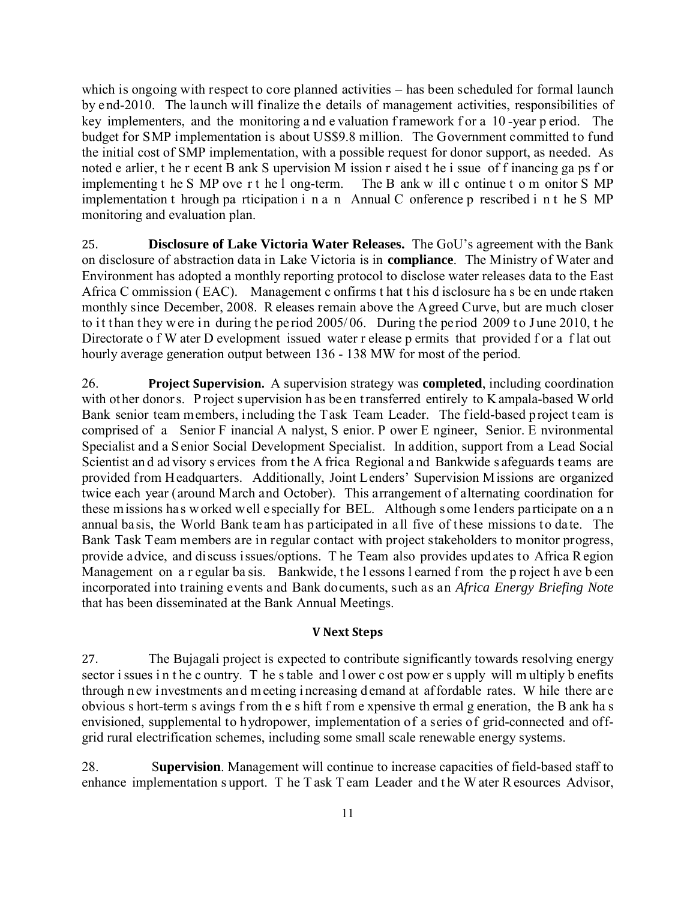which is ongoing with respect to core planned activities – has been scheduled for formal launch by end-2010. The launch will finalize the details of management activities, responsibilities of key implementers, and the monitoring and evaluation framework for a 10-year period. The budget for SMP implementation is about US$9.8 million. The Government committed to fund the initial cost of SMP implementation, with a possible request for donor support, as needed. As noted earlier, the recent Bank Supervision Mission raised the issue of financing gaps for implementing the SMP over the long-term. The Bank will continue to monitor SMP implementation through participation in an Annual Conference prescribed in the SMP monitoring and evaluation plan.

25. **Disclosure of Lake Victoria Water Releases.** The GoU's agreement with the Bank on disclosure of abstraction data in Lake Victoria is in **compliance**. The Ministry of Water and Environment has adopted a monthly reporting protocol to disclose water releases data to the East Africa Commission (EAC). Management confirms that this disclosure has been undertaken monthly since December, 2008. Releases remain above the Agreed Curve, but are much closer to it than they were in during the period 2005/06. During the period 2009 to June 2010, the Directorate of Water Development issued water release permits that provided for a flat out hourly average generation output between 136 - 138 MW for most of the period.

26. **Project Supervision.** A supervision strategy was **completed**, including coordination with other donors. Project supervision has been transferred entirely to Kampala-based World Bank senior team members, including the Task Team Leader. The field-based project team is comprised of a Senior Financial Analyst, Senior. Power Engineer, Senior. Environmental Specialist and a Senior Social Development Specialist. In addition, support from a Lead Social Scientist and advisory services from the Africa Regional and Bankwide safeguards teams are provided from Headquarters. Additionally, Joint Lenders' Supervision Missions are organized twice each year (around March and October). This arrangement of alternating coordination for these missions has worked well especially for BEL. Although some lenders participate on an annual basis, the World Bank team has participated in all five of these missions to date. The Bank Task Team members are in regular contact with project stakeholders to monitor progress, provide advice, and discuss issues/options. The Team also provides updates to Africa Region Management on a regular basis. Bankwide, the lessons learned from the project have been incorporated into training events and Bank documents, such as an *Africa Energy Briefing Note* that has been disseminated at the Bank Annual Meetings.

## V Next Steps

27. The Bujagali project is expected to contribute significantly towards resolving energy sector issues in the country. The stable and lower cost power supply will multiply benefits through new investments and meeting increasing demand at affordable rates. While there are obvious short-term savings from the shift from expensive thermal generation, the Bank has envisioned, supplemental to hydropower, implementation of a series of grid-connected and off-grid rural electrification schemes, including some small scale renewable energy systems.

28. **Supervision**. Management will continue to increase capacities of field-based staff to enhance implementation support. The Task Team Leader and the Water Resources Advisor,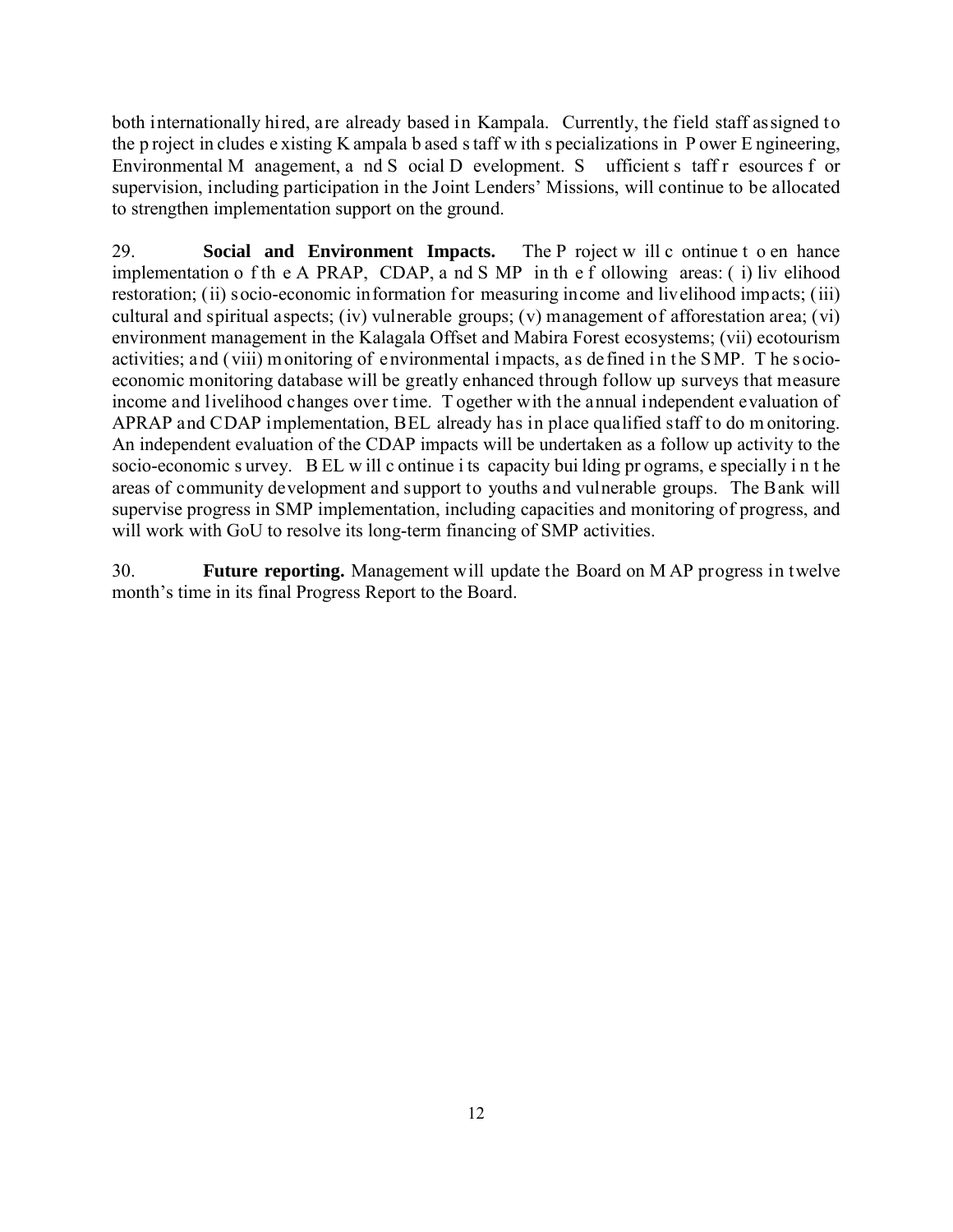both internationally hired, are already based in Kampala. Currently, the field staff assigned to the project includes existing Kampala based staff with specializations in Power Engineering, Environmental Management, and Social Development. Sufficient staff resources for supervision, including participation in the Joint Lenders' Missions, will continue to be allocated to strengthen implementation support on the ground.

29. **Social and Environment Impacts.** The Project will continue to enhance implementation of the APRAP, CDAP, and SMP in the following areas: (i) livelihood restoration; (ii) socio-economic information for measuring income and livelihood impacts; (iii) cultural and spiritual aspects; (iv) vulnerable groups; (v) management of afforestation area; (vi) environment management in the Kalagala Offset and Mabira Forest ecosystems; (vii) ecotourism activities; and (viii) monitoring of environmental impacts, as defined in the SMP. The socio-economic monitoring database will be greatly enhanced through follow up surveys that measure income and livelihood changes over time. Together with the annual independent evaluation of APRAP and CDAP implementation, BEL already has in place qualified staff to do monitoring. An independent evaluation of the CDAP impacts will be undertaken as a follow up activity to the socio-economic survey. BEL will continue its capacity building programs, especially in the areas of community development and support to youths and vulnerable groups. The Bank will supervise progress in SMP implementation, including capacities and monitoring of progress, and will work with GoU to resolve its long-term financing of SMP activities.

30. **Future reporting.** Management will update the Board on MAP progress in twelve month's time in its final Progress Report to the Board.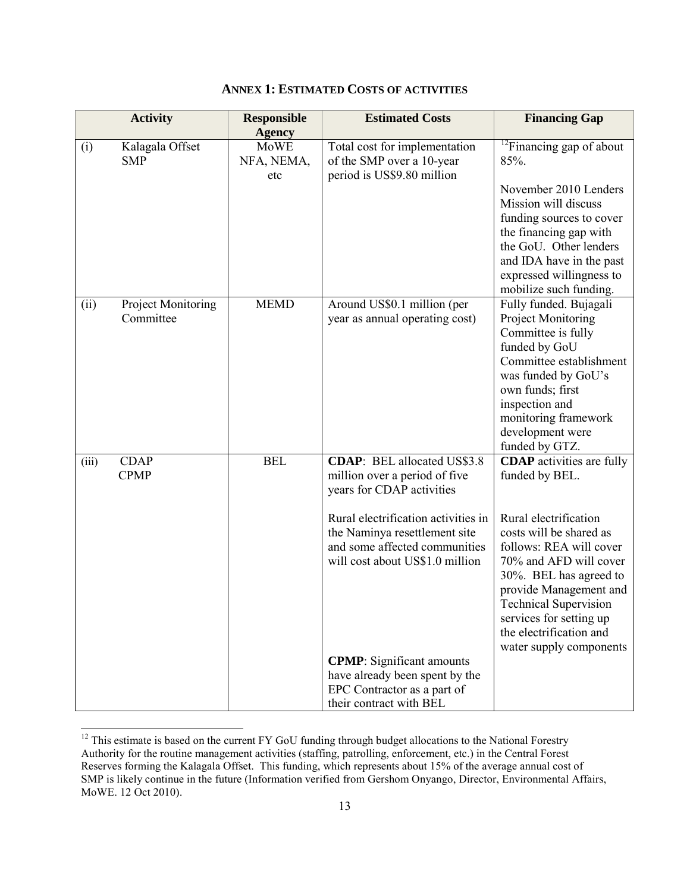## ANNEX 1: ESTIMATED COSTS OF ACTIVITIES

| Activity | Responsible Agency | Estimated Costs | Financing Gap |
|---|---|---|---|
| (i) Kalagala Offset SMP | MoWE NFA, NEMA, etc | Total cost for implementation of the SMP over a 10-year period is US$9.80 million | [12]Financing gap of about 85%. November 2010 Lenders Mission will discuss funding sources to cover the financing gap with the GoU. Other lenders and IDA have in the past expressed willingness to mobilize such funding. |
| (ii) Project Monitoring Committee | MEMD | Around US$0.1 million (per year as annual operating cost) | Fully funded. Bujagali Project Monitoring Committee is fully funded by GoU Committee establishment was funded by GoU's own funds; first inspection and monitoring framework development were funded by GTZ. |
| (iii) CDAP CPMP | BEL | **CDAP**: BEL allocated US$3.8 million over a period of five years for CDAP activities<br><br>Rural electrification activities in the Naminya resettlement site and some affected communities will cost about US$1.0 million<br><br>**CPMP**: Significant amounts have already been spent by the EPC Contractor as a part of their contract with BEL | **CDAP** activities are fully funded by BEL.<br><br>Rural electrification costs will be shared as follows: REA will cover 70% and AFD will cover 30%. BEL has agreed to provide Management and Technical Supervision services for setting up the electrification and water supply components |

[12] This estimate is based on the current FY GoU funding through budget allocations to the National Forestry Authority for the routine management activities (staffing, patrolling, enforcement, etc.) in the Central Forest Reserves forming the Kalagala Offset. This funding, which represents about 15% of the average annual cost of SMP is likely continue in the future (Information verified from Gershom Onyango, Director, Environmental Affairs, MoWE. 12 Oct 2010).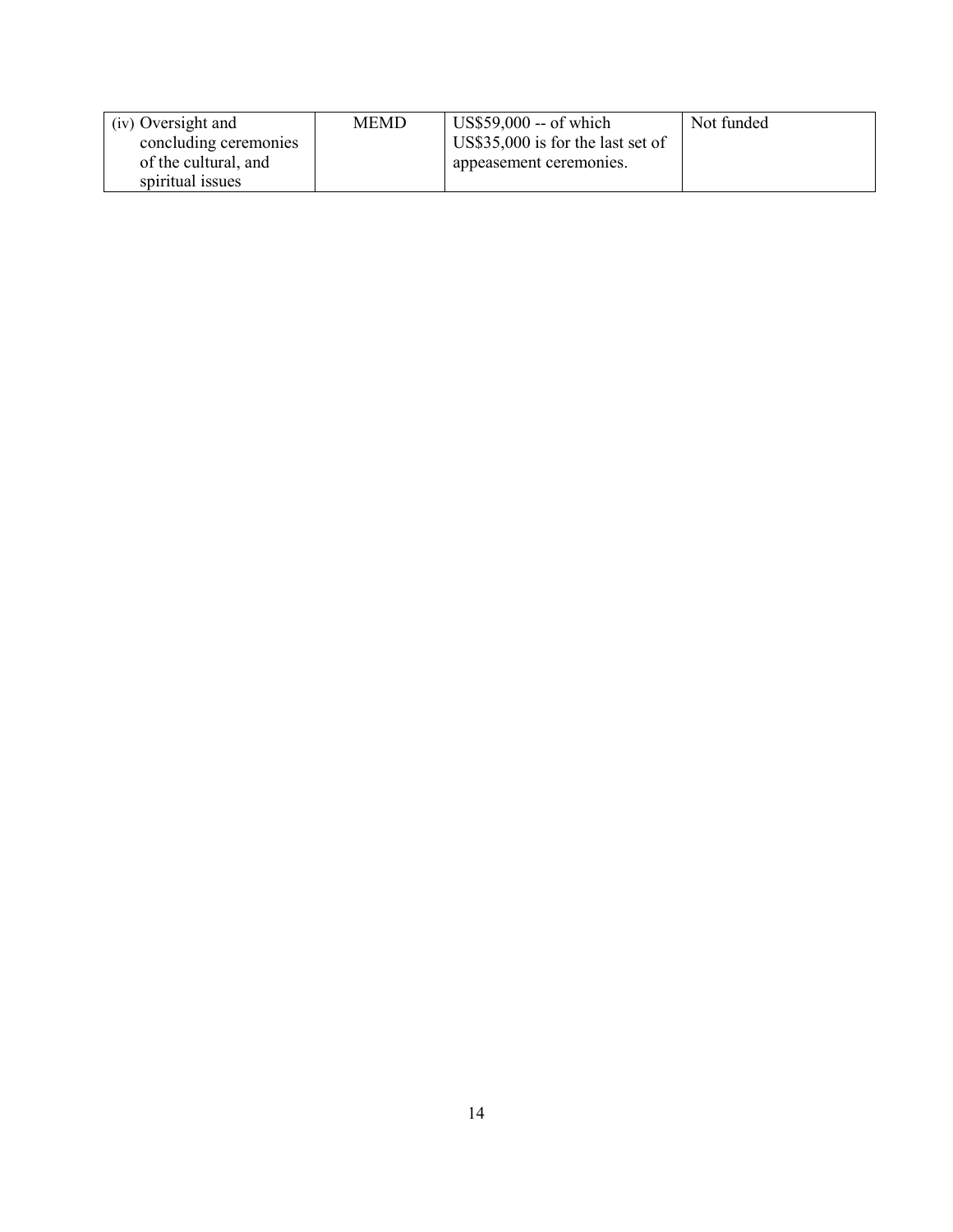| | | | |
|---|---|---|---|
| (iv) Oversight and concluding ceremonies of the cultural, and spiritual issues | MEMD | US$59,000 -- of which US$35,000 is for the last set of appeasement ceremonies. | Not funded |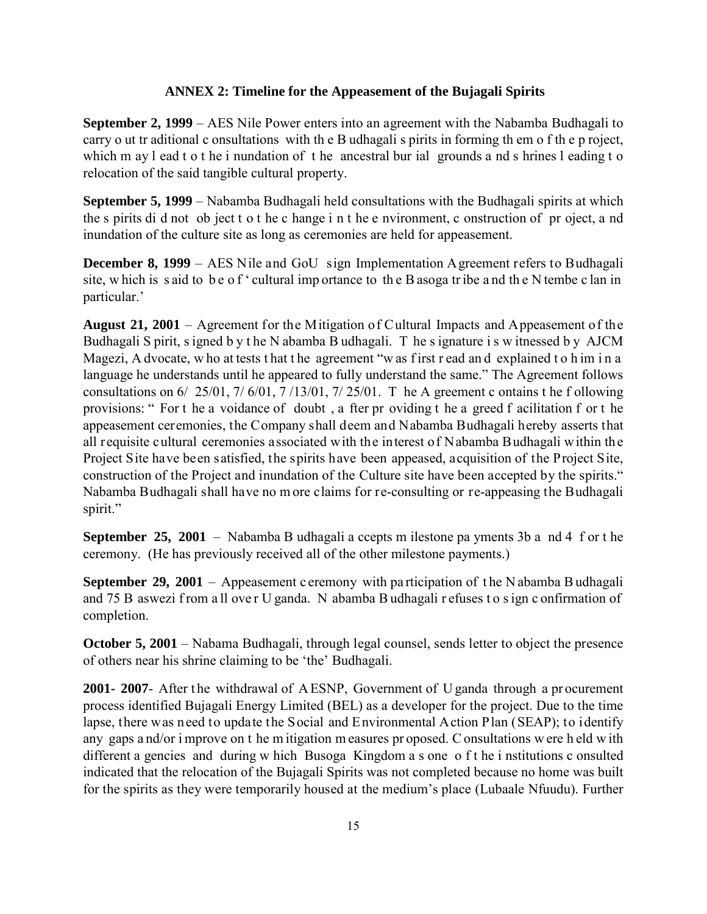**ANNEX 2: Timeline for the Appeasement of the Bujagali Spirits**

**September 2, 1999** – AES Nile Power enters into an agreement with the Nabamba Budhagali to carry out traditional consultations with the Budhagali spirits in forming them of the project, which may lead to the inundation of the ancestral burial grounds and shrines leading to relocation of the said tangible cultural property.

**September 5, 1999** – Nabamba Budhagali held consultations with the Budhagali spirits at which the spirits did not object to the change in the environment, construction of project, and inundation of the culture site as long as ceremonies are held for appeasement.

**December 8, 1999** – AES Nile and GoU sign Implementation Agreement refers to Budhagali site, which is said to be of 'cultural importance to the Basoga tribe and the Ntembe clan in particular.'

**August 21, 2001** – Agreement for the Mitigation of Cultural Impacts and Appeasement of the Budhagali Spirit, signed by the Nabamba Budhagali. The signature is witnessed by AJCM Magezi, Advocate, who attests that the agreement "was first read and explained to him in a language he understands until he appeared to fully understand the same." The Agreement follows consultations on 6/ 25/01, 7/ 6/01, 7 /13/01, 7/ 25/01. The Agreement contains the following provisions: " For the avoidance of doubt , after providing the agreed facilitation for the appeasement ceremonies, the Company shall deem and Nabamba Budhagali hereby asserts that all requisite cultural ceremonies associated with the interest of Nabamba Budhagali within the Project Site have been satisfied, the spirits have been appeased, acquisition of the Project Site, construction of the Project and inundation of the Culture site have been accepted by the spirits." Nabamba Budhagali shall have no more claims for re-consulting or re-appeasing the Budhagali spirit."

**September 25, 2001** – Nabamba Budhagali accepts milestone payments 3b and 4 for the ceremony. (He has previously received all of the other milestone payments.)

**September 29, 2001** – Appeasement ceremony with participation of the Nabamba Budhagali and 75 Baswezi from all over Uganda. Nabamba Budhagali refuses to sign confirmation of completion.

**October 5, 2001** – Nabama Budhagali, through legal counsel, sends letter to object the presence of others near his shrine claiming to be 'the' Budhagali.

**2001- 2007**- After the withdrawal of AESNP, Government of Uganda through a procurement process identified Bujagali Energy Limited (BEL) as a developer for the project. Due to the time lapse, there was need to update the Social and Environmental Action Plan (SEAP); to identify any gaps and/or improve on the mitigation measures proposed. Consultations were held with different agencies and during which Busoga Kingdom as one of the institutions consulted indicated that the relocation of the Bujagali Spirits was not completed because no home was built for the spirits as they were temporarily housed at the medium's place (Lubaale Nfuudu). Further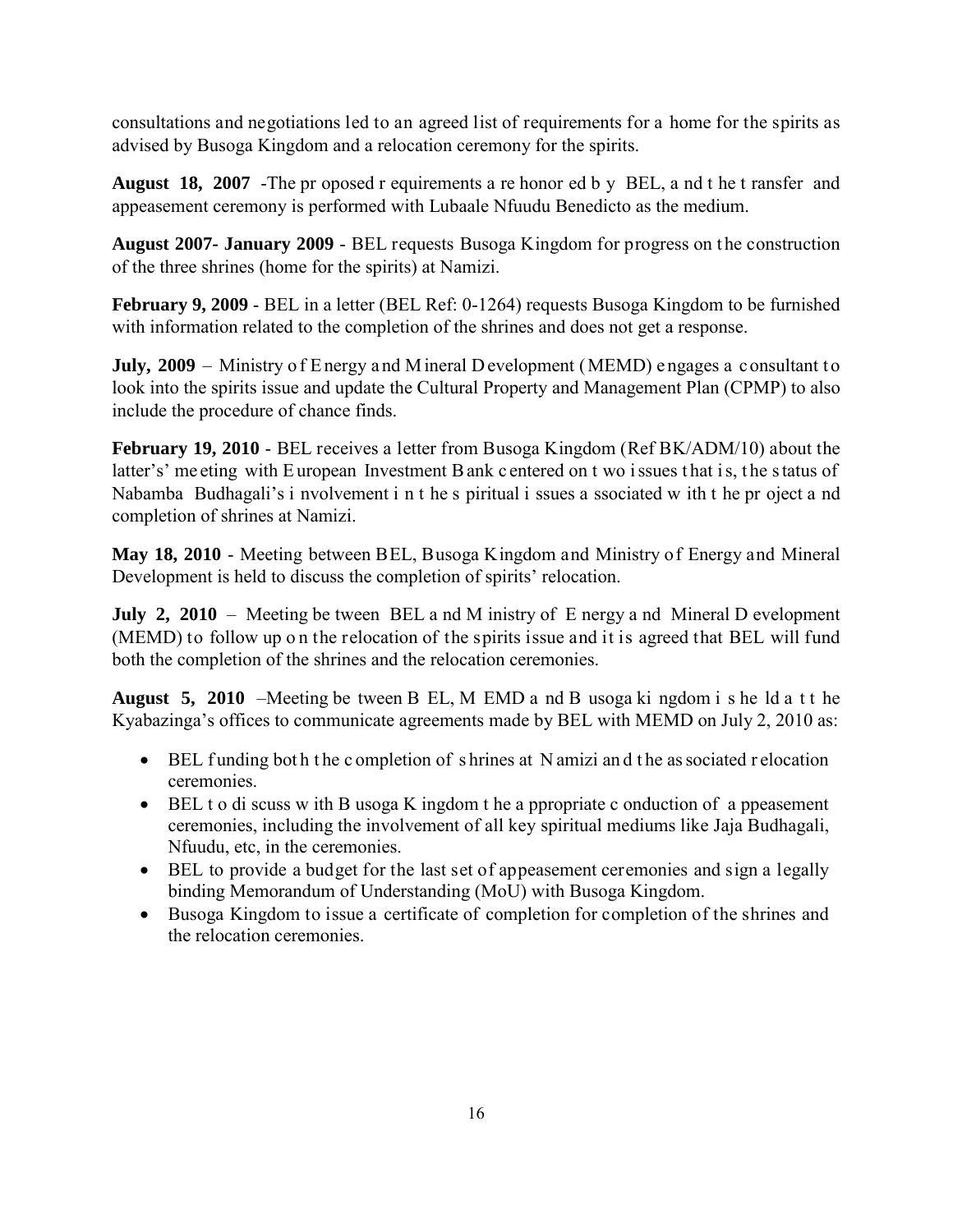consultations and negotiations led to an agreed list of requirements for a home for the spirits as advised by Busoga Kingdom and a relocation ceremony for the spirits.

**August 18, 2007** -The proposed requirements are honored by BEL, and the transfer and appeasement ceremony is performed with Lubaale Nfuudu Benedicto as the medium.

**August 2007- January 2009** - BEL requests Busoga Kingdom for progress on the construction of the three shrines (home for the spirits) at Namizi.

**February 9, 2009** - BEL in a letter (BEL Ref: 0-1264) requests Busoga Kingdom to be furnished with information related to the completion of the shrines and does not get a response.

**July, 2009** – Ministry of Energy and Mineral Development (MEMD) engages a consultant to look into the spirits issue and update the Cultural Property and Management Plan (CPMP) to also include the procedure of chance finds.

**February 19, 2010** - BEL receives a letter from Busoga Kingdom (Ref BK/ADM/10) about the latter's' meeting with European Investment Bank centered on two issues that is, the status of Nabamba Budhagali's involvement in the spiritual issues associated with the project and completion of shrines at Namizi.

**May 18, 2010** - Meeting between BEL, Busoga Kingdom and Ministry of Energy and Mineral Development is held to discuss the completion of spirits' relocation.

**July 2, 2010** – Meeting between BEL and Ministry of Energy and Mineral Development (MEMD) to follow up on the relocation of the spirits issue and it is agreed that BEL will fund both the completion of the shrines and the relocation ceremonies.

**August 5, 2010** –Meeting between BEL, MEMD and Busoga kingdom is held at the Kyabazinga's offices to communicate agreements made by BEL with MEMD on July 2, 2010 as:

- BEL funding both the completion of shrines at Namizi and the associated relocation ceremonies.
- BEL to discuss with Busoga Kingdom the appropriate conduction of appeasement ceremonies, including the involvement of all key spiritual mediums like Jaja Budhagali, Nfuudu, etc, in the ceremonies.
- BEL to provide a budget for the last set of appeasement ceremonies and sign a legally binding Memorandum of Understanding (MoU) with Busoga Kingdom.
- Busoga Kingdom to issue a certificate of completion for completion of the shrines and the relocation ceremonies.